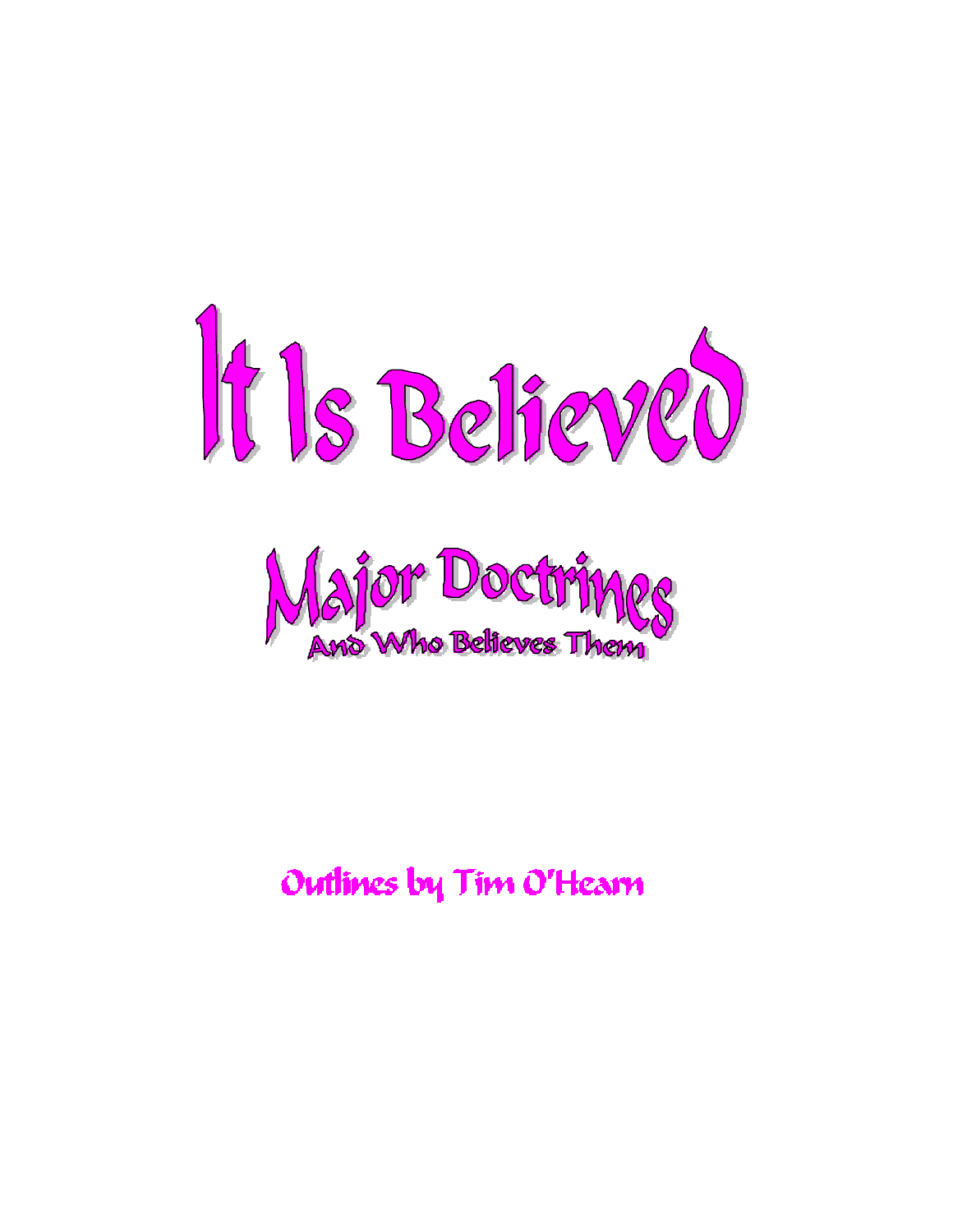# It Is Believed

## Major Doctrines

### And Who Believes Them

Outlines by Tim O'Hearn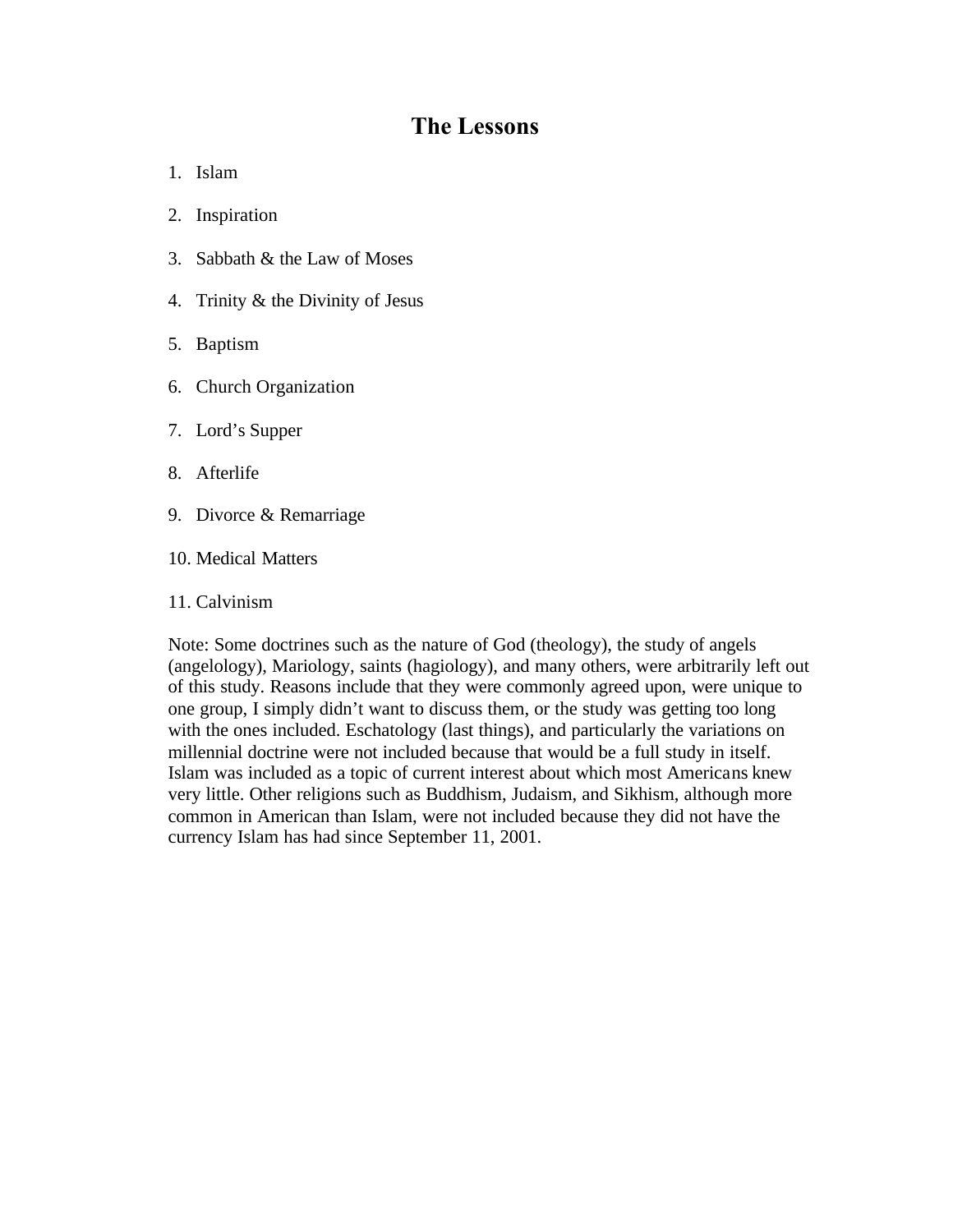# The Lessons

1. Islam
2. Inspiration
3. Sabbath & the Law of Moses
4. Trinity & the Divinity of Jesus
5. Baptism
6. Church Organization
7. Lord's Supper
8. Afterlife
9. Divorce & Remarriage
10. Medical Matters
11. Calvinism

Note: Some doctrines such as the nature of God (theology), the study of angels (angelology), Mariology, saints (hagiology), and many others, were arbitrarily left out of this study. Reasons include that they were commonly agreed upon, were unique to one group, I simply didn't want to discuss them, or the study was getting too long with the ones included. Eschatology (last things), and particularly the variations on millennial doctrine were not included because that would be a full study in itself. Islam was included as a topic of current interest about which most Americans knew very little. Other religions such as Buddhism, Judaism, and Sikhism, although more common in American than Islam, were not included because they did not have the currency Islam has had since September 11, 2001.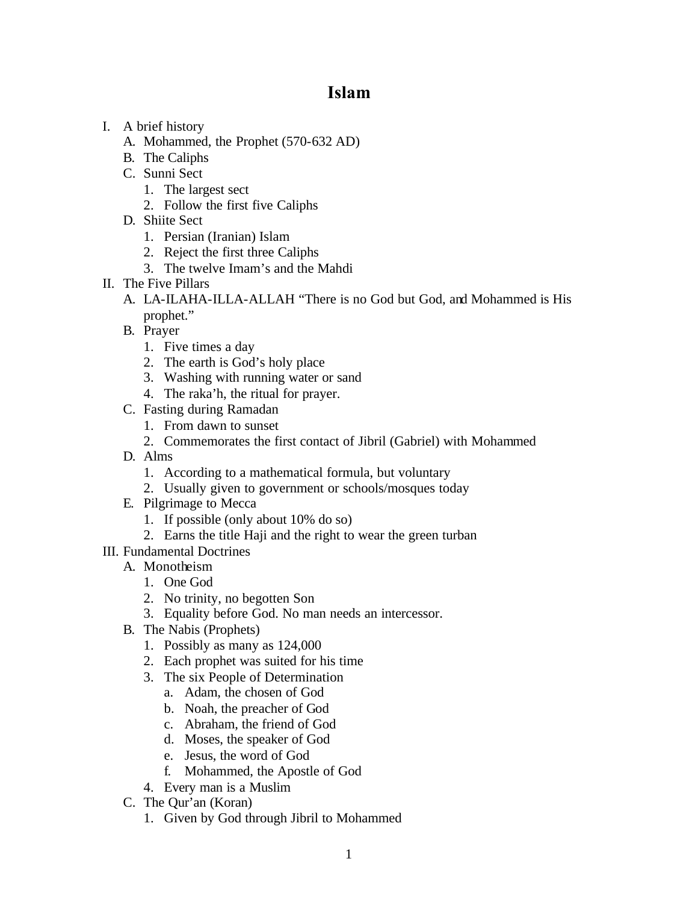# Islam

I. A brief history
   A. Mohammed, the Prophet (570-632 AD)
   B. The Caliphs
   C. Sunni Sect
      1. The largest sect
      2. Follow the first five Caliphs
   D. Shiite Sect
      1. Persian (Iranian) Islam
      2. Reject the first three Caliphs
      3. The twelve Imam's and the Mahdi

II. The Five Pillars
   A. LA-ILAHA-ILLA-ALLAH "There is no God but God, and Mohammed is His prophet."
   B. Prayer
      1. Five times a day
      2. The earth is God's holy place
      3. Washing with running water or sand
      4. The raka'h, the ritual for prayer.
   C. Fasting during Ramadan
      1. From dawn to sunset
      2. Commemorates the first contact of Jibril (Gabriel) with Mohammed
   D. Alms
      1. According to a mathematical formula, but voluntary
      2. Usually given to government or schools/mosques today
   E. Pilgrimage to Mecca
      1. If possible (only about 10% do so)
      2. Earns the title Haji and the right to wear the green turban

III. Fundamental Doctrines
   A. Monotheism
      1. One God
      2. No trinity, no begotten Son
      3. Equality before God. No man needs an intercessor.
   B. The Nabis (Prophets)
      1. Possibly as many as 124,000
      2. Each prophet was suited for his time
      3. The six People of Determination
         a. Adam, the chosen of God
         b. Noah, the preacher of God
         c. Abraham, the friend of God
         d. Moses, the speaker of God
         e. Jesus, the word of God
         f. Mohammed, the Apostle of God
      4. Every man is a Muslim
   C. The Qur'an (Koran)
      1. Given by God through Jibril to Mohammed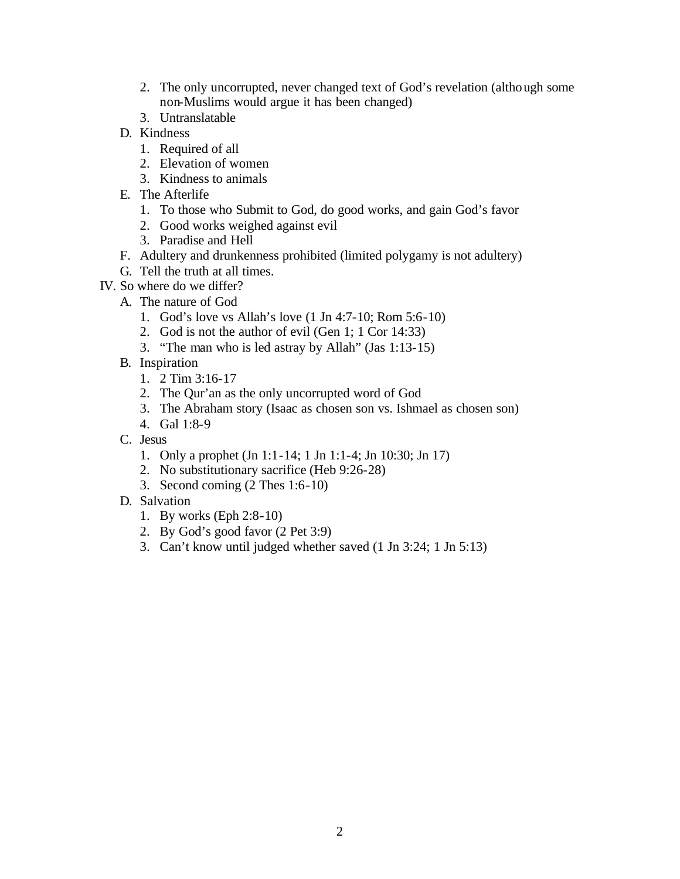2. The only uncorrupted, never changed text of God's revelation (although some non-Muslims would argue it has been changed)
3. Untranslatable

D. Kindness
   1. Required of all
   2. Elevation of women
   3. Kindness to animals

E. The Afterlife
   1. To those who Submit to God, do good works, and gain God's favor
   2. Good works weighed against evil
   3. Paradise and Hell

F. Adultery and drunkenness prohibited (limited polygamy is not adultery)

G. Tell the truth at all times.

IV. So where do we differ?

A. The nature of God
   1. God's love vs Allah's love (1 Jn 4:7-10; Rom 5:6-10)
   2. God is not the author of evil (Gen 1; 1 Cor 14:33)
   3. "The man who is led astray by Allah" (Jas 1:13-15)

B. Inspiration
   1. 2 Tim 3:16-17
   2. The Qur'an as the only uncorrupted word of God
   3. The Abraham story (Isaac as chosen son vs. Ishmael as chosen son)
   4. Gal 1:8-9

C. Jesus
   1. Only a prophet (Jn 1:1-14; 1 Jn 1:1-4; Jn 10:30; Jn 17)
   2. No substitutionary sacrifice (Heb 9:26-28)
   3. Second coming (2 Thes 1:6-10)

D. Salvation
   1. By works (Eph 2:8-10)
   2. By God's good favor (2 Pet 3:9)
   3. Can't know until judged whether saved (1 Jn 3:24; 1 Jn 5:13)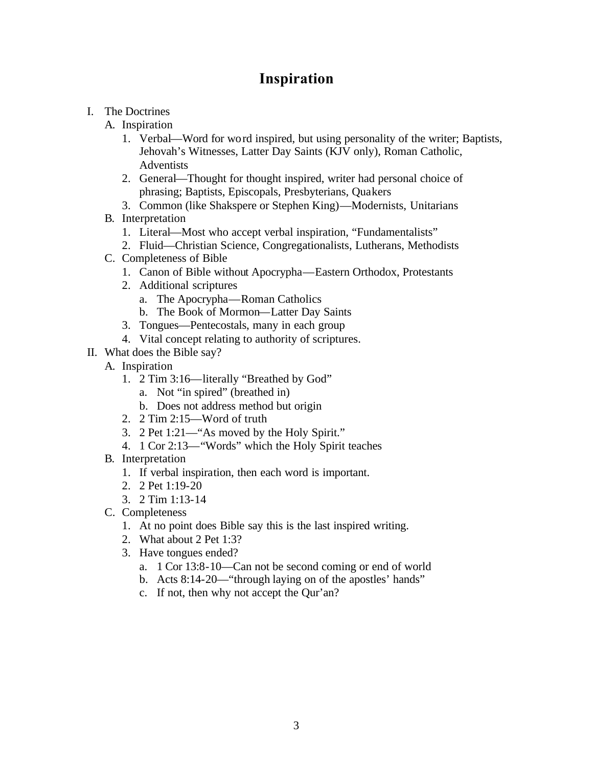# Inspiration

I. The Doctrines
   A. Inspiration
      1. Verbal—Word for word inspired, but using personality of the writer; Baptists, Jehovah's Witnesses, Latter Day Saints (KJV only), Roman Catholic, Adventists
      2. General—Thought for thought inspired, writer had personal choice of phrasing; Baptists, Episcopals, Presbyterians, Quakers
      3. Common (like Shakspere or Stephen King)—Modernists, Unitarians
   B. Interpretation
      1. Literal—Most who accept verbal inspiration, "Fundamentalists"
      2. Fluid—Christian Science, Congregationalists, Lutherans, Methodists
   C. Completeness of Bible
      1. Canon of Bible without Apocrypha—Eastern Orthodox, Protestants
      2. Additional scriptures
         a. The Apocrypha—Roman Catholics
         b. The Book of Mormon—Latter Day Saints
      3. Tongues—Pentecostals, many in each group
      4. Vital concept relating to authority of scriptures.

II. What does the Bible say?
   A. Inspiration
      1. 2 Tim 3:16—literally "Breathed by God"
         a. Not "in spired" (breathed in)
         b. Does not address method but origin
      2. 2 Tim 2:15—Word of truth
      3. 2 Pet 1:21—"As moved by the Holy Spirit."
      4. 1 Cor 2:13—"Words" which the Holy Spirit teaches
   B. Interpretation
      1. If verbal inspiration, then each word is important.
      2. 2 Pet 1:19-20
      3. 2 Tim 1:13-14
   C. Completeness
      1. At no point does Bible say this is the last inspired writing.
      2. What about 2 Pet 1:3?
      3. Have tongues ended?
         a. 1 Cor 13:8-10—Can not be second coming or end of world
         b. Acts 8:14-20—"through laying on of the apostles' hands"
         c. If not, then why not accept the Qur'an?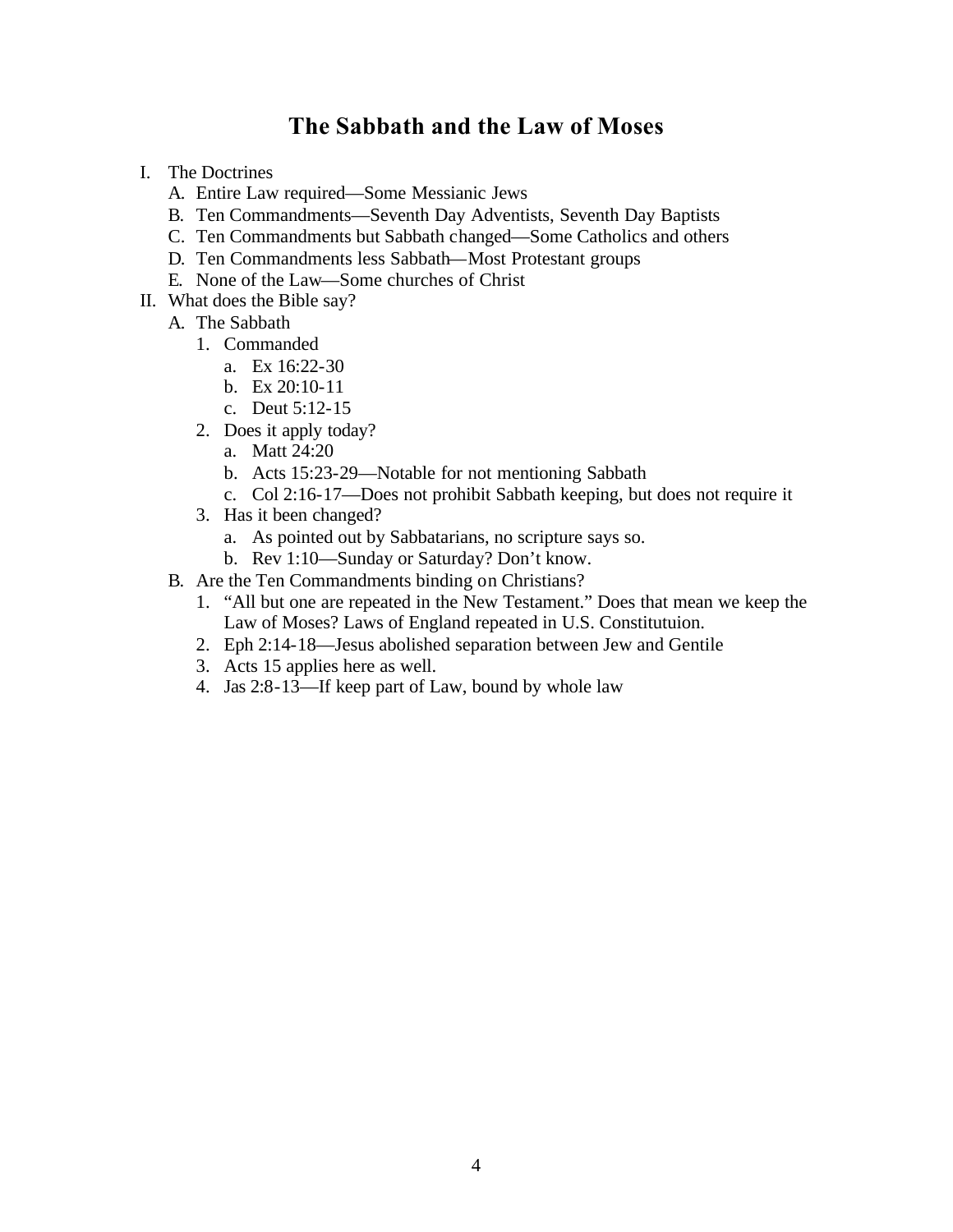# The Sabbath and the Law of Moses

I. The Doctrines
   A. Entire Law required—Some Messianic Jews
   B. Ten Commandments—Seventh Day Adventists, Seventh Day Baptists
   C. Ten Commandments but Sabbath changed—Some Catholics and others
   D. Ten Commandments less Sabbath—Most Protestant groups
   E. None of the Law—Some churches of Christ
II. What does the Bible say?
   A. The Sabbath
      1. Commanded
         a. Ex 16:22-30
         b. Ex 20:10-11
         c. Deut 5:12-15
      2. Does it apply today?
         a. Matt 24:20
         b. Acts 15:23-29—Notable for not mentioning Sabbath
         c. Col 2:16-17—Does not prohibit Sabbath keeping, but does not require it
      3. Has it been changed?
         a. As pointed out by Sabbatarians, no scripture says so.
         b. Rev 1:10—Sunday or Saturday? Don't know.
   B. Are the Ten Commandments binding on Christians?
      1. "All but one are repeated in the New Testament." Does that mean we keep the Law of Moses? Laws of England repeated in U.S. Constitutuion.
      2. Eph 2:14-18—Jesus abolished separation between Jew and Gentile
      3. Acts 15 applies here as well.
      4. Jas 2:8-13—If keep part of Law, bound by whole law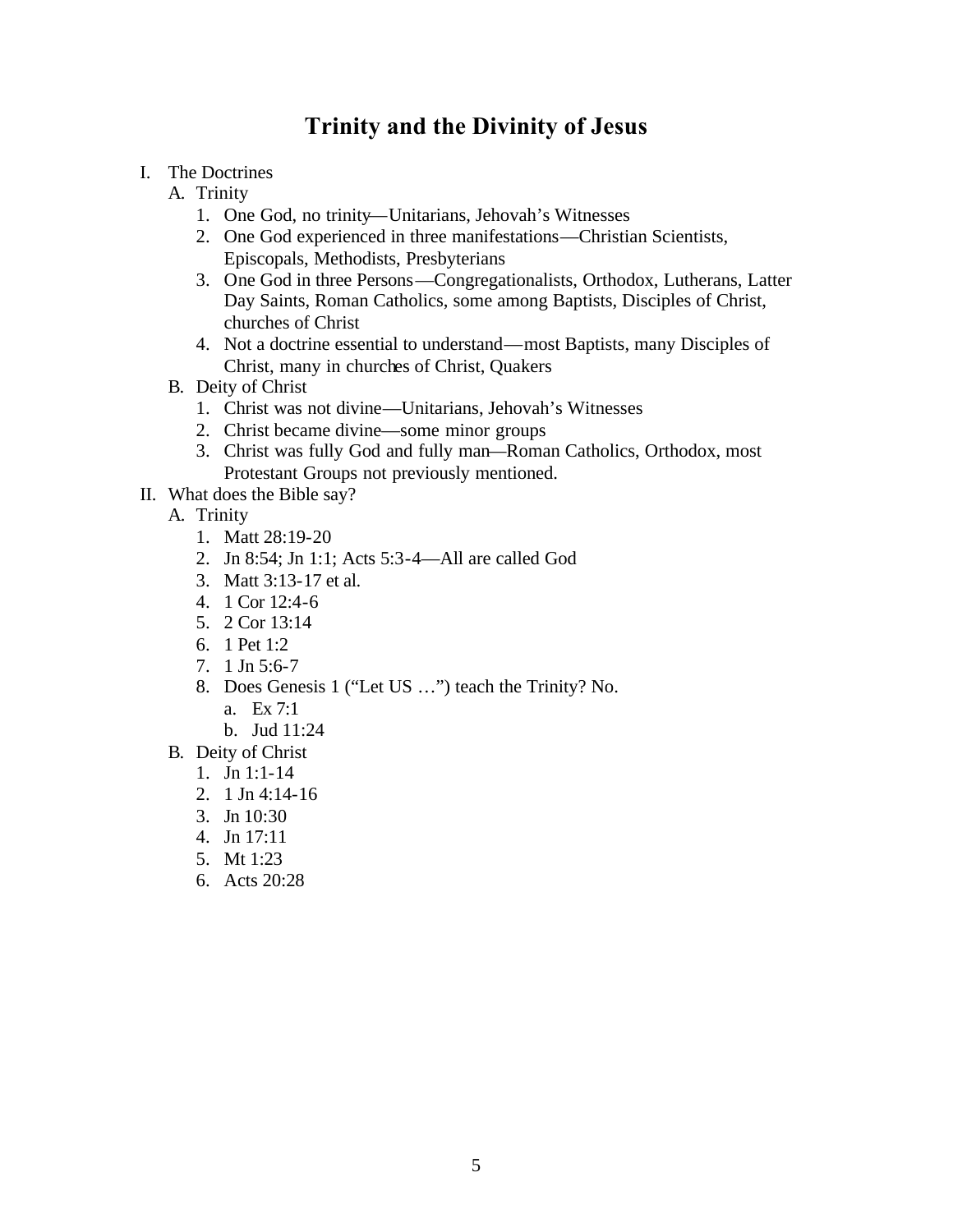# Trinity and the Divinity of Jesus

I. The Doctrines
   A. Trinity
      1. One God, no trinity—Unitarians, Jehovah's Witnesses
      2. One God experienced in three manifestations—Christian Scientists, Episcopals, Methodists, Presbyterians
      3. One God in three Persons—Congregationalists, Orthodox, Lutherans, Latter Day Saints, Roman Catholics, some among Baptists, Disciples of Christ, churches of Christ
      4. Not a doctrine essential to understand—most Baptists, many Disciples of Christ, many in churches of Christ, Quakers
   B. Deity of Christ
      1. Christ was not divine—Unitarians, Jehovah's Witnesses
      2. Christ became divine—some minor groups
      3. Christ was fully God and fully man—Roman Catholics, Orthodox, most Protestant Groups not previously mentioned.

II. What does the Bible say?
   A. Trinity
      1. Matt 28:19-20
      2. Jn 8:54; Jn 1:1; Acts 5:3-4—All are called God
      3. Matt 3:13-17 et al.
      4. 1 Cor 12:4-6
      5. 2 Cor 13:14
      6. 1 Pet 1:2
      7. 1 Jn 5:6-7
      8. Does Genesis 1 ("Let US …") teach the Trinity? No.
         a. Ex 7:1
         b. Jud 11:24
   B. Deity of Christ
      1. Jn 1:1-14
      2. 1 Jn 4:14-16
      3. Jn 10:30
      4. Jn 17:11
      5. Mt 1:23
      6. Acts 20:28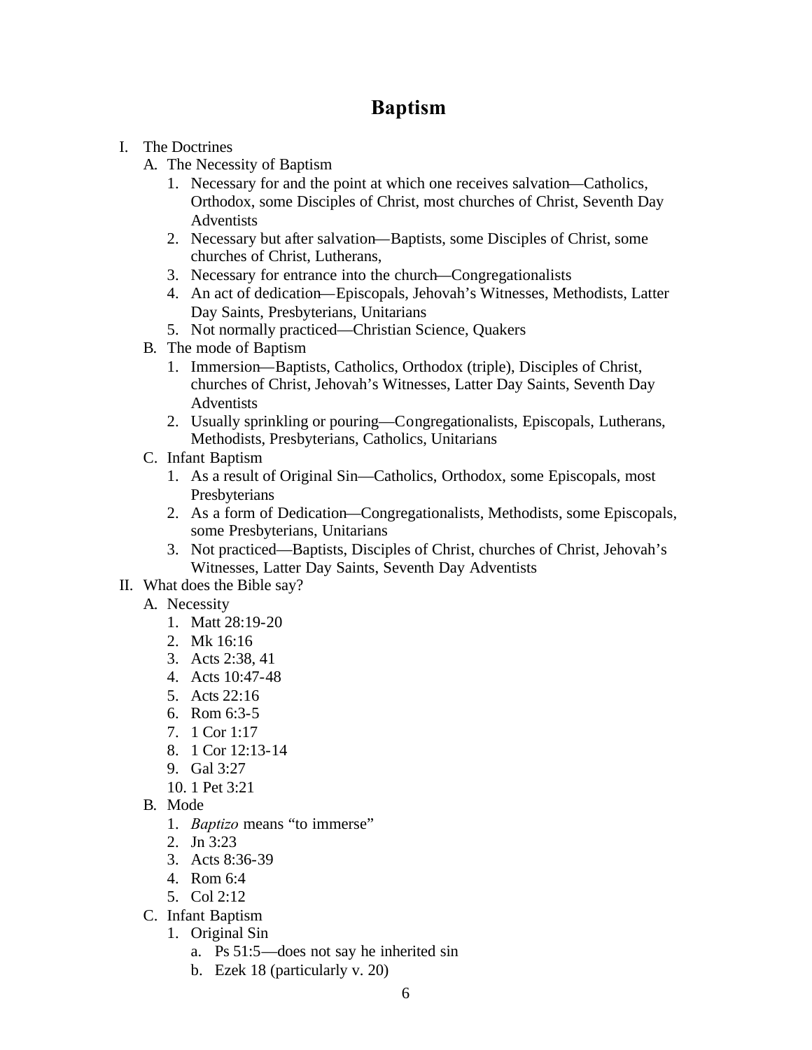# Baptism

I. The Doctrines
   A. The Necessity of Baptism
      1. Necessary for and the point at which one receives salvation—Catholics, Orthodox, some Disciples of Christ, most churches of Christ, Seventh Day Adventists
      2. Necessary but after salvation—Baptists, some Disciples of Christ, some churches of Christ, Lutherans,
      3. Necessary for entrance into the church—Congregationalists
      4. An act of dedication—Episcopals, Jehovah's Witnesses, Methodists, Latter Day Saints, Presbyterians, Unitarians
      5. Not normally practiced—Christian Science, Quakers
   B. The mode of Baptism
      1. Immersion—Baptists, Catholics, Orthodox (triple), Disciples of Christ, churches of Christ, Jehovah's Witnesses, Latter Day Saints, Seventh Day Adventists
      2. Usually sprinkling or pouring—Congregationalists, Episcopals, Lutherans, Methodists, Presbyterians, Catholics, Unitarians
   C. Infant Baptism
      1. As a result of Original Sin—Catholics, Orthodox, some Episcopals, most Presbyterians
      2. As a form of Dedication—Congregationalists, Methodists, some Episcopals, some Presbyterians, Unitarians
      3. Not practiced—Baptists, Disciples of Christ, churches of Christ, Jehovah's Witnesses, Latter Day Saints, Seventh Day Adventists

II. What does the Bible say?
   A. Necessity
      1. Matt 28:19-20
      2. Mk 16:16
      3. Acts 2:38, 41
      4. Acts 10:47-48
      5. Acts 22:16
      6. Rom 6:3-5
      7. 1 Cor 1:17
      8. 1 Cor 12:13-14
      9. Gal 3:27
      10. 1 Pet 3:21
   B. Mode
      1. *Baptizo* means "to immerse"
      2. Jn 3:23
      3. Acts 8:36-39
      4. Rom 6:4
      5. Col 2:12
   C. Infant Baptism
      1. Original Sin
         a. Ps 51:5—does not say he inherited sin
         b. Ezek 18 (particularly v. 20)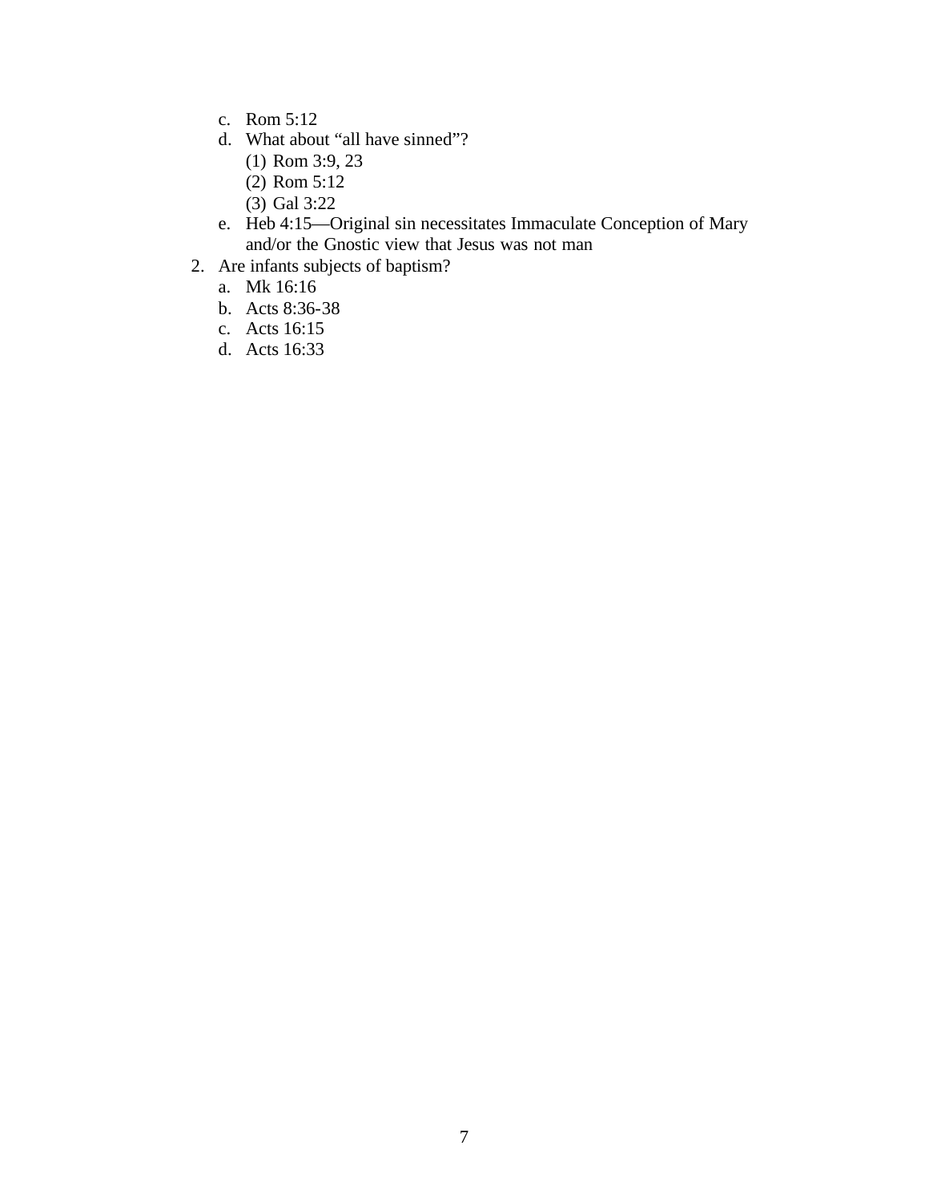c. Rom 5:12
   d. What about "all have sinned"?
      (1) Rom 3:9, 23
      (2) Rom 5:12
      (3) Gal 3:22
   e. Heb 4:15—Original sin necessitates Immaculate Conception of Mary and/or the Gnostic view that Jesus was not man

2. Are infants subjects of baptism?
   a. Mk 16:16
   b. Acts 8:36-38
   c. Acts 16:15
   d. Acts 16:33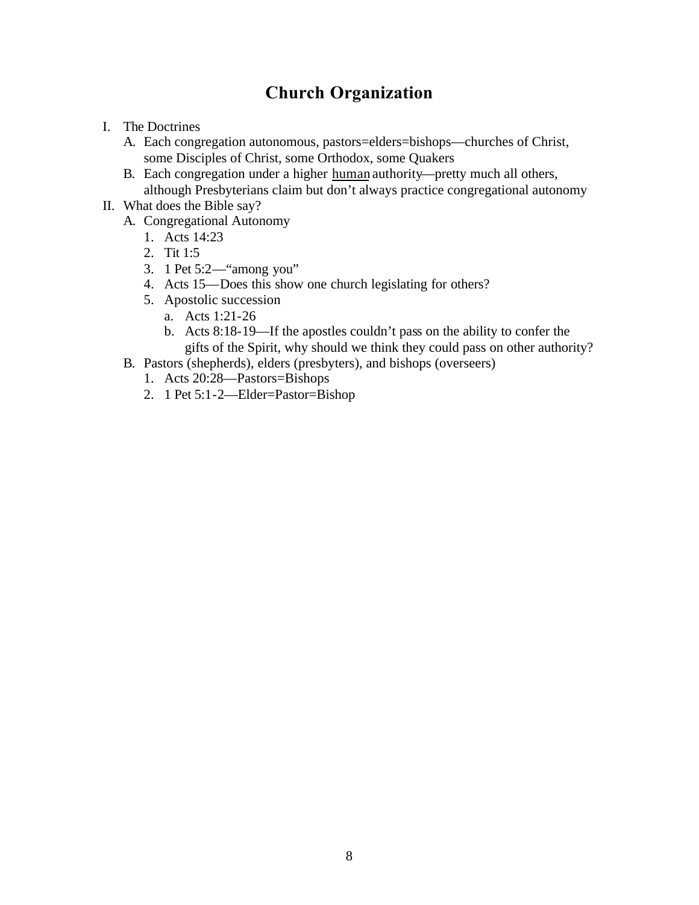# Church Organization

I. The Doctrines
   A. Each congregation autonomous, pastors=elders=bishops—churches of Christ, some Disciples of Christ, some Orthodox, some Quakers
   B. Each congregation under a higher <u>human</u> authority—pretty much all others, although Presbyterians claim but don't always practice congregational autonomy

II. What does the Bible say?
   A. Congregational Autonomy
      1. Acts 14:23
      2. Tit 1:5
      3. 1 Pet 5:2—"among you"
      4. Acts 15—Does this show one church legislating for others?
      5. Apostolic succession
         a. Acts 1:21-26
         b. Acts 8:18-19—If the apostles couldn't pass on the ability to confer the gifts of the Spirit, why should we think they could pass on other authority?
   B. Pastors (shepherds), elders (presbyters), and bishops (overseers)
      1. Acts 20:28—Pastors=Bishops
      2. 1 Pet 5:1-2—Elder=Pastor=Bishop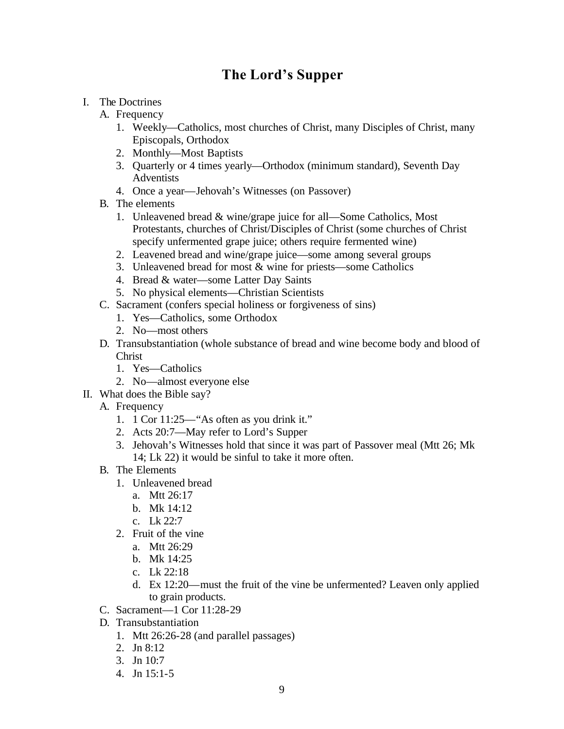# The Lord's Supper

I. The Doctrines
   A. Frequency
      1. Weekly—Catholics, most churches of Christ, many Disciples of Christ, many Episcopals, Orthodox
      2. Monthly—Most Baptists
      3. Quarterly or 4 times yearly—Orthodox (minimum standard), Seventh Day Adventists
      4. Once a year—Jehovah's Witnesses (on Passover)
   B. The elements
      1. Unleavened bread & wine/grape juice for all—Some Catholics, Most Protestants, churches of Christ/Disciples of Christ (some churches of Christ specify unfermented grape juice; others require fermented wine)
      2. Leavened bread and wine/grape juice—some among several groups
      3. Unleavened bread for most & wine for priests—some Catholics
      4. Bread & water—some Latter Day Saints
      5. No physical elements—Christian Scientists
   C. Sacrament (confers special holiness or forgiveness of sins)
      1. Yes—Catholics, some Orthodox
      2. No—most others
   D. Transubstantiation (whole substance of bread and wine become body and blood of Christ
      1. Yes—Catholics
      2. No—almost everyone else

II. What does the Bible say?
   A. Frequency
      1. 1 Cor 11:25—"As often as you drink it."
      2. Acts 20:7—May refer to Lord's Supper
      3. Jehovah's Witnesses hold that since it was part of Passover meal (Mtt 26; Mk 14; Lk 22) it would be sinful to take it more often.
   B. The Elements
      1. Unleavened bread
         a. Mtt 26:17
         b. Mk 14:12
         c. Lk 22:7
      2. Fruit of the vine
         a. Mtt 26:29
         b. Mk 14:25
         c. Lk 22:18
         d. Ex 12:20—must the fruit of the vine be unfermented? Leaven only applied to grain products.
   C. Sacrament—1 Cor 11:28-29
   D. Transubstantiation
      1. Mtt 26:26-28 (and parallel passages)
      2. Jn 8:12
      3. Jn 10:7
      4. Jn 15:1-5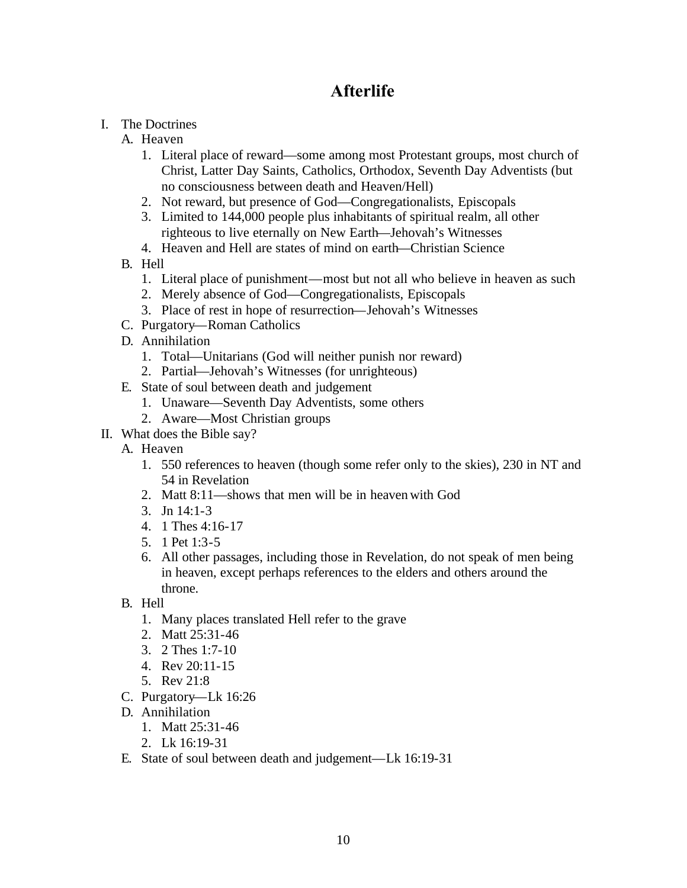# Afterlife

I. The Doctrines
   A. Heaven
      1. Literal place of reward—some among most Protestant groups, most church of Christ, Latter Day Saints, Catholics, Orthodox, Seventh Day Adventists (but no consciousness between death and Heaven/Hell)
      2. Not reward, but presence of God—Congregationalists, Episcopals
      3. Limited to 144,000 people plus inhabitants of spiritual realm, all other righteous to live eternally on New Earth—Jehovah's Witnesses
      4. Heaven and Hell are states of mind on earth—Christian Science
   B. Hell
      1. Literal place of punishment—most but not all who believe in heaven as such
      2. Merely absence of God—Congregationalists, Episcopals
      3. Place of rest in hope of resurrection—Jehovah's Witnesses
   C. Purgatory—Roman Catholics
   D. Annihilation
      1. Total—Unitarians (God will neither punish nor reward)
      2. Partial—Jehovah's Witnesses (for unrighteous)
   E. State of soul between death and judgement
      1. Unaware—Seventh Day Adventists, some others
      2. Aware—Most Christian groups

II. What does the Bible say?
   A. Heaven
      1. 550 references to heaven (though some refer only to the skies), 230 in NT and 54 in Revelation
      2. Matt 8:11—shows that men will be in heaven with God
      3. Jn 14:1-3
      4. 1 Thes 4:16-17
      5. 1 Pet 1:3-5
      6. All other passages, including those in Revelation, do not speak of men being in heaven, except perhaps references to the elders and others around the throne.
   B. Hell
      1. Many places translated Hell refer to the grave
      2. Matt 25:31-46
      3. 2 Thes 1:7-10
      4. Rev 20:11-15
      5. Rev 21:8
   C. Purgatory—Lk 16:26
   D. Annihilation
      1. Matt 25:31-46
      2. Lk 16:19-31
   E. State of soul between death and judgement—Lk 16:19-31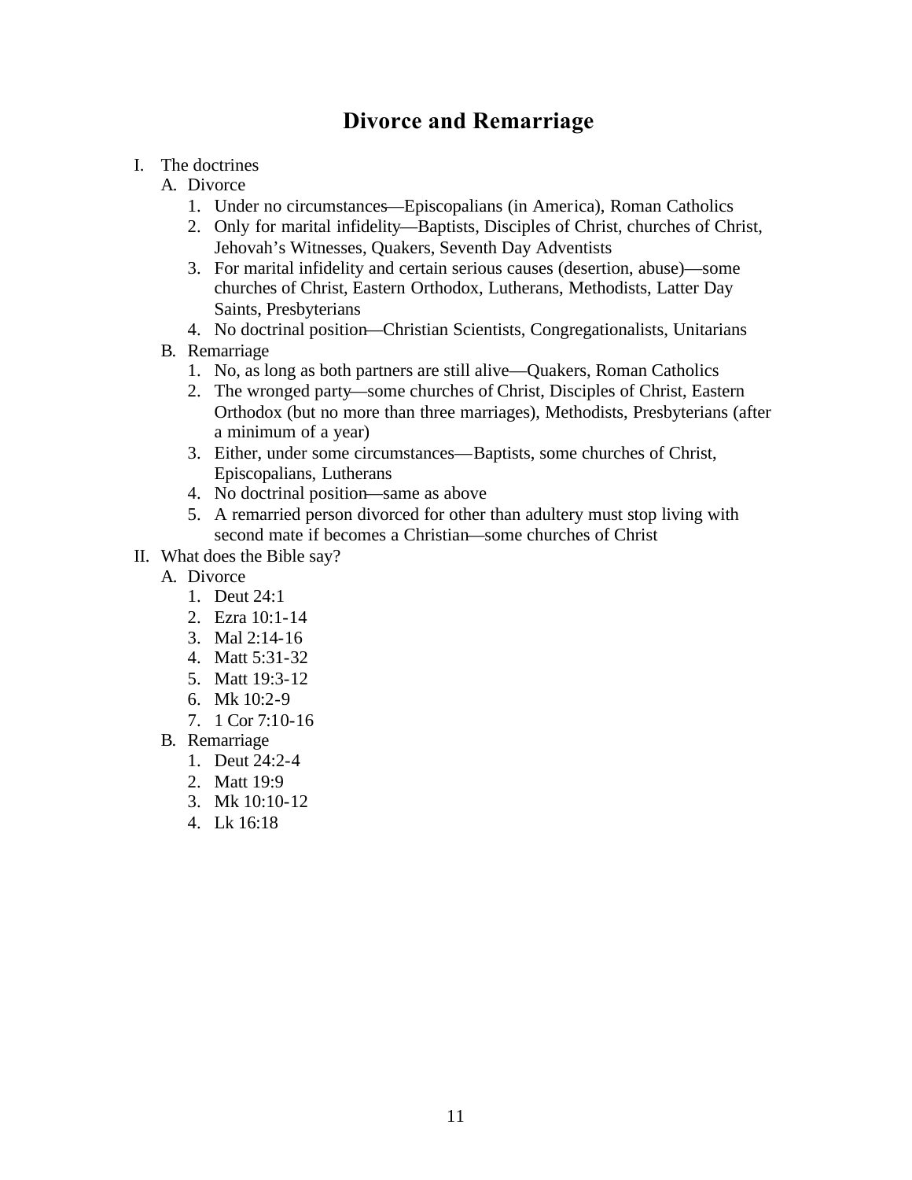# Divorce and Remarriage

I. The doctrines
   A. Divorce
      1. Under no circumstances—Episcopalians (in America), Roman Catholics
      2. Only for marital infidelity—Baptists, Disciples of Christ, churches of Christ, Jehovah's Witnesses, Quakers, Seventh Day Adventists
      3. For marital infidelity and certain serious causes (desertion, abuse)—some churches of Christ, Eastern Orthodox, Lutherans, Methodists, Latter Day Saints, Presbyterians
      4. No doctrinal position—Christian Scientists, Congregationalists, Unitarians
   B. Remarriage
      1. No, as long as both partners are still alive—Quakers, Roman Catholics
      2. The wronged party—some churches of Christ, Disciples of Christ, Eastern Orthodox (but no more than three marriages), Methodists, Presbyterians (after a minimum of a year)
      3. Either, under some circumstances—Baptists, some churches of Christ, Episcopalians, Lutherans
      4. No doctrinal position—same as above
      5. A remarried person divorced for other than adultery must stop living with second mate if becomes a Christian—some churches of Christ

II. What does the Bible say?
   A. Divorce
      1. Deut 24:1
      2. Ezra 10:1-14
      3. Mal 2:14-16
      4. Matt 5:31-32
      5. Matt 19:3-12
      6. Mk 10:2-9
      7. 1 Cor 7:10-16
   B. Remarriage
      1. Deut 24:2-4
      2. Matt 19:9
      3. Mk 10:10-12
      4. Lk 16:18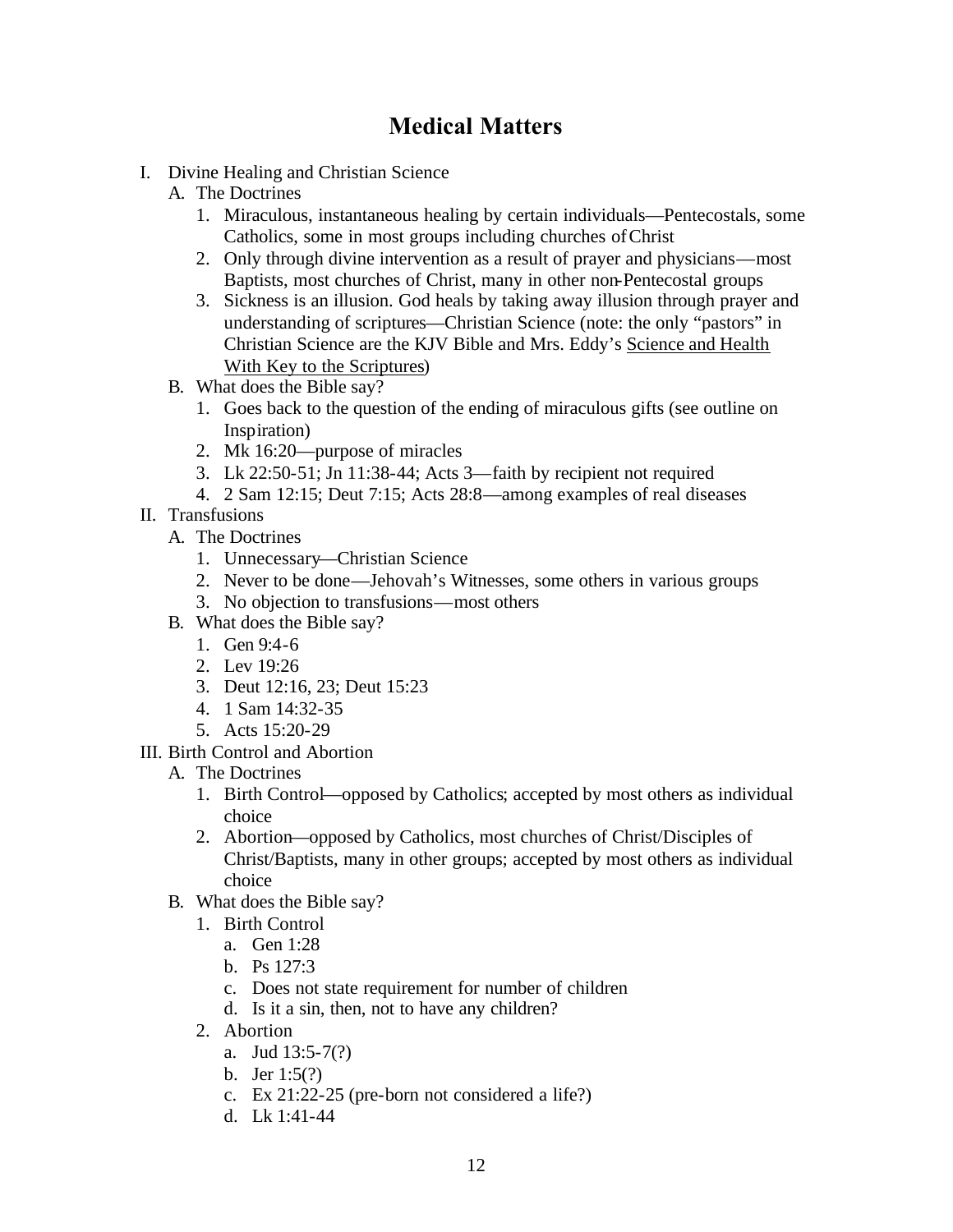# Medical Matters

I. Divine Healing and Christian Science
   A. The Doctrines
      1. Miraculous, instantaneous healing by certain individuals—Pentecostals, some Catholics, some in most groups including churches of Christ
      2. Only through divine intervention as a result of prayer and physicians—most Baptists, most churches of Christ, many in other non-Pentecostal groups
      3. Sickness is an illusion. God heals by taking away illusion through prayer and understanding of scriptures—Christian Science (note: the only "pastors" in Christian Science are the KJV Bible and Mrs. Eddy's <u>Science and Health With Key to the Scriptures</u>)
   B. What does the Bible say?
      1. Goes back to the question of the ending of miraculous gifts (see outline on Inspiration)
      2. Mk 16:20—purpose of miracles
      3. Lk 22:50-51; Jn 11:38-44; Acts 3—faith by recipient not required
      4. 2 Sam 12:15; Deut 7:15; Acts 28:8—among examples of real diseases

II. Transfusions
   A. The Doctrines
      1. Unnecessary—Christian Science
      2. Never to be done—Jehovah's Witnesses, some others in various groups
      3. No objection to transfusions—most others
   B. What does the Bible say?
      1. Gen 9:4-6
      2. Lev 19:26
      3. Deut 12:16, 23; Deut 15:23
      4. 1 Sam 14:32-35
      5. Acts 15:20-29

III. Birth Control and Abortion
   A. The Doctrines
      1. Birth Control—opposed by Catholics; accepted by most others as individual choice
      2. Abortion—opposed by Catholics, most churches of Christ/Disciples of Christ/Baptists, many in other groups; accepted by most others as individual choice
   B. What does the Bible say?
      1. Birth Control
         a. Gen 1:28
         b. Ps 127:3
         c. Does not state requirement for number of children
         d. Is it a sin, then, not to have any children?
      2. Abortion
         a. Jud 13:5-7(?)
         b. Jer 1:5(?)
         c. Ex 21:22-25 (pre-born not considered a life?)
         d. Lk 1:41-44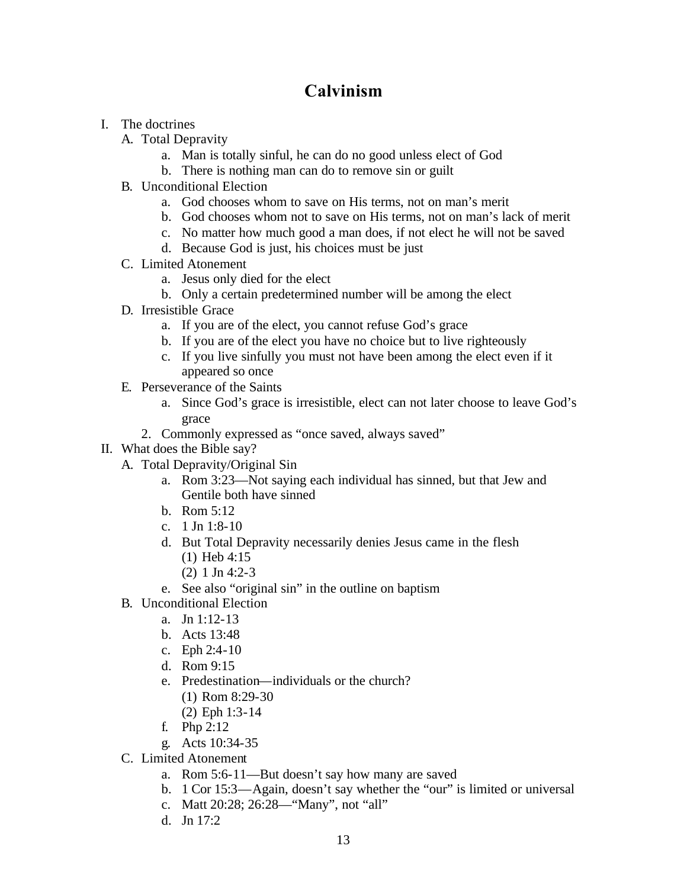# Calvinism

I. The doctrines
   A. Total Depravity
      a. Man is totally sinful, he can do no good unless elect of God
      b. There is nothing man can do to remove sin or guilt
   B. Unconditional Election
      a. God chooses whom to save on His terms, not on man's merit
      b. God chooses whom not to save on His terms, not on man's lack of merit
      c. No matter how much good a man does, if not elect he will not be saved
      d. Because God is just, his choices must be just
   C. Limited Atonement
      a. Jesus only died for the elect
      b. Only a certain predetermined number will be among the elect
   D. Irresistible Grace
      a. If you are of the elect, you cannot refuse God's grace
      b. If you are of the elect you have no choice but to live righteously
      c. If you live sinfully you must not have been among the elect even if it appeared so once
   E. Perseverance of the Saints
      a. Since God's grace is irresistible, elect can not later choose to leave God's grace
      2. Commonly expressed as "once saved, always saved"

II. What does the Bible say?
   A. Total Depravity/Original Sin
      a. Rom 3:23—Not saying each individual has sinned, but that Jew and Gentile both have sinned
      b. Rom 5:12
      c. 1 Jn 1:8-10
      d. But Total Depravity necessarily denies Jesus came in the flesh
         (1) Heb 4:15
         (2) 1 Jn 4:2-3
      e. See also "original sin" in the outline on baptism
   B. Unconditional Election
      a. Jn 1:12-13
      b. Acts 13:48
      c. Eph 2:4-10
      d. Rom 9:15
      e. Predestination—individuals or the church?
         (1) Rom 8:29-30
         (2) Eph 1:3-14
      f. Php 2:12
      g. Acts 10:34-35
   C. Limited Atonement
      a. Rom 5:6-11—But doesn't say how many are saved
      b. 1 Cor 15:3—Again, doesn't say whether the "our" is limited or universal
      c. Matt 20:28; 26:28—"Many", not "all"
      d. Jn 17:2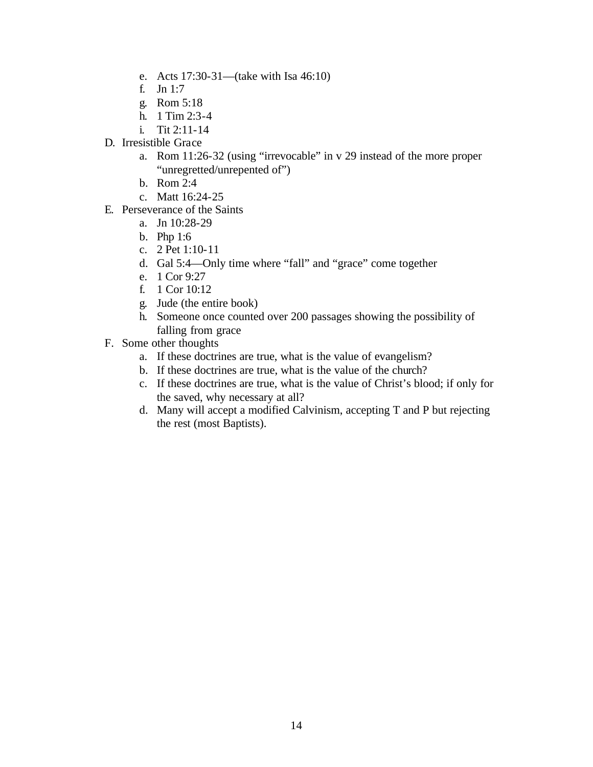e. Acts 17:30-31—(take with Isa 46:10)
   f. Jn 1:7
   g. Rom 5:18
   h. 1 Tim 2:3-4
   i. Tit 2:11-14

D. Irresistible Grace
   a. Rom 11:26-32 (using "irrevocable" in v 29 instead of the more proper "unregretted/unrepented of")
   b. Rom 2:4
   c. Matt 16:24-25

E. Perseverance of the Saints
   a. Jn 10:28-29
   b. Php 1:6
   c. 2 Pet 1:10-11
   d. Gal 5:4—Only time where "fall" and "grace" come together
   e. 1 Cor 9:27
   f. 1 Cor 10:12
   g. Jude (the entire book)
   h. Someone once counted over 200 passages showing the possibility of falling from grace

F. Some other thoughts
   a. If these doctrines are true, what is the value of evangelism?
   b. If these doctrines are true, what is the value of the church?
   c. If these doctrines are true, what is the value of Christ's blood; if only for the saved, why necessary at all?
   d. Many will accept a modified Calvinism, accepting T and P but rejecting the rest (most Baptists).